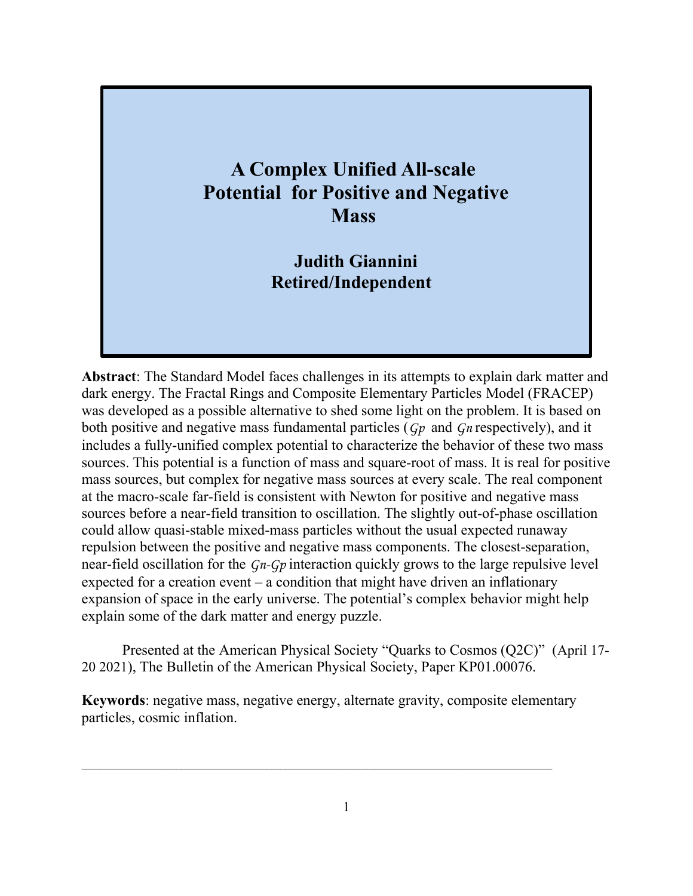# A Complex Unified All-scale Potential for Positive and Negative Mass

**Judith Giannini**
**Retired/Independent**

**Abstract**: The Standard Model faces challenges in its attempts to explain dark matter and dark energy. The Fractal Rings and Composite Elementary Particles Model (FRACEP) was developed as a possible alternative to shed some light on the problem. It is based on both positive and negative mass fundamental particles ($\mathcal{G}p$ and $\mathcal{G}n$ respectively), and it includes a fully-unified complex potential to characterize the behavior of these two mass sources. This potential is a function of mass and square-root of mass. It is real for positive mass sources, but complex for negative mass sources at every scale. The real component at the macro-scale far-field is consistent with Newton for positive and negative mass sources before a near-field transition to oscillation. The slightly out-of-phase oscillation could allow quasi-stable mixed-mass particles without the usual expected runaway repulsion between the positive and negative mass components. The closest-separation, near-field oscillation for the $\mathcal{G}n$-$\mathcal{G}p$ interaction quickly grows to the large repulsive level expected for a creation event – a condition that might have driven an inflationary expansion of space in the early universe. The potential's complex behavior might help explain some of the dark matter and energy puzzle.

Presented at the American Physical Society "Quarks to Cosmos (Q2C)" (April 17-20 2021), The Bulletin of the American Physical Society, Paper KP01.00076.

**Keywords**: negative mass, negative energy, alternate gravity, composite elementary particles, cosmic inflation.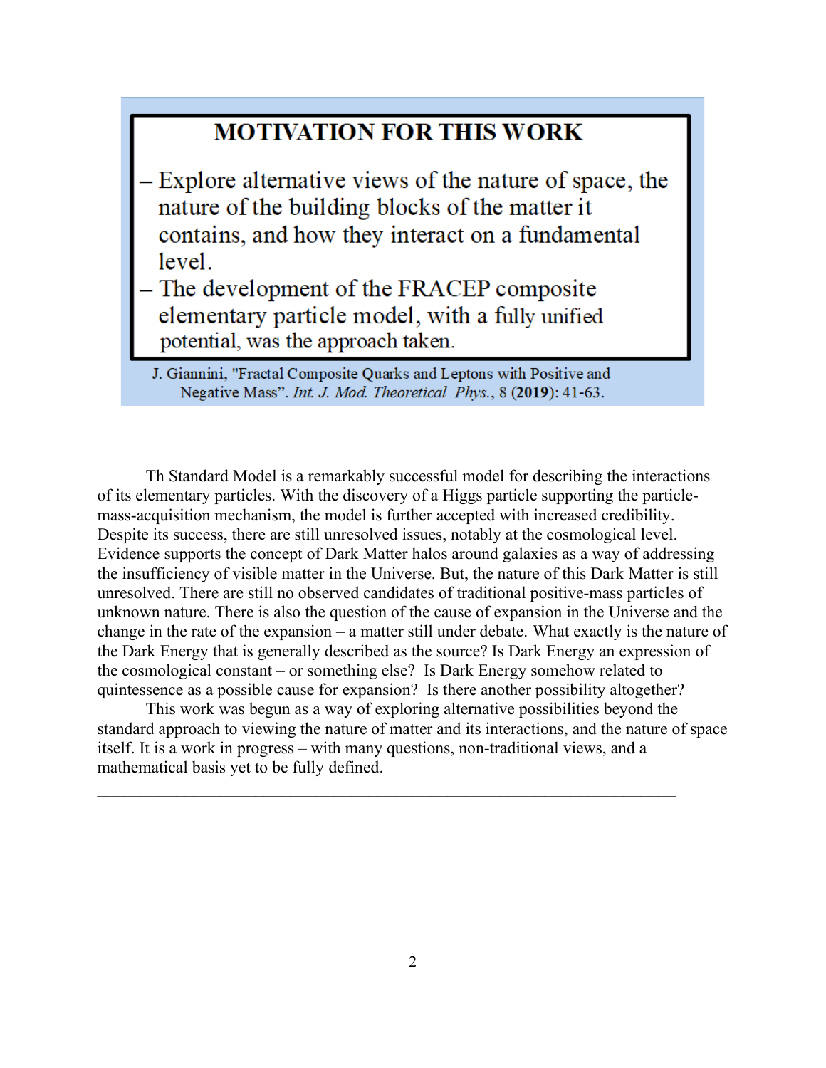## MOTIVATION FOR THIS WORK

- Explore alternative views of the nature of space, the nature of the building blocks of the matter it contains, and how they interact on a fundamental level.
- The development of the FRACEP composite elementary particle model, with a fully unified potential, was the approach taken.

J. Giannini, "Fractal Composite Quarks and Leptons with Positive and Negative Mass". *Int. J. Mod. Theoretical Phys.*, 8 (**2019**): 41-63.

Th Standard Model is a remarkably successful model for describing the interactions of its elementary particles. With the discovery of a Higgs particle supporting the particle-mass-acquisition mechanism, the model is further accepted with increased credibility. Despite its success, there are still unresolved issues, notably at the cosmological level. Evidence supports the concept of Dark Matter halos around galaxies as a way of addressing the insufficiency of visible matter in the Universe. But, the nature of this Dark Matter is still unresolved. There are still no observed candidates of traditional positive-mass particles of unknown nature. There is also the question of the cause of expansion in the Universe and the change in the rate of the expansion – a matter still under debate. What exactly is the nature of the Dark Energy that is generally described as the source? Is Dark Energy an expression of the cosmological constant – or something else? Is Dark Energy somehow related to quintessence as a possible cause for expansion? Is there another possibility altogether?

This work was begun as a way of exploring alternative possibilities beyond the standard approach to viewing the nature of matter and its interactions, and the nature of space itself. It is a work in progress – with many questions, non-traditional views, and a mathematical basis yet to be fully defined.

---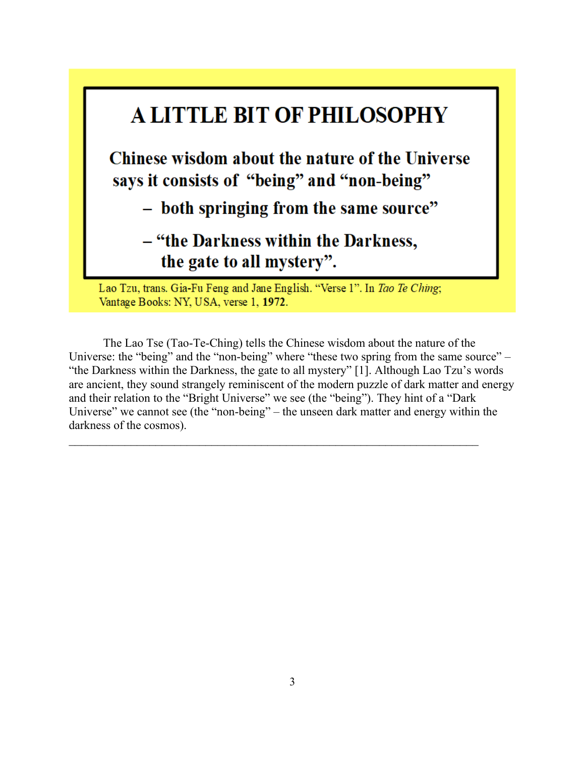## A LITTLE BIT OF PHILOSOPHY

**Chinese wisdom about the nature of the Universe says it consists of "being" and "non-being"**

- **both springing from the same source"**
- **"the Darkness within the Darkness, the gate to all mystery".**

Lao Tzu, trans. Gia-Fu Feng and Jane English. "Verse 1". In *Tao Te Ching*; Vantage Books: NY, USA, verse 1, **1972**.

The Lao Tse (Tao-Te-Ching) tells the Chinese wisdom about the nature of the Universe: the "being" and the "non-being" where "these two spring from the same source" – "the Darkness within the Darkness, the gate to all mystery" [1]. Although Lao Tzu's words are ancient, they sound strangely reminiscent of the modern puzzle of dark matter and energy and their relation to the "Bright Universe" we see (the "being"). They hint of a "Dark Universe" we cannot see (the "non-being" – the unseen dark matter and energy within the darkness of the cosmos).

---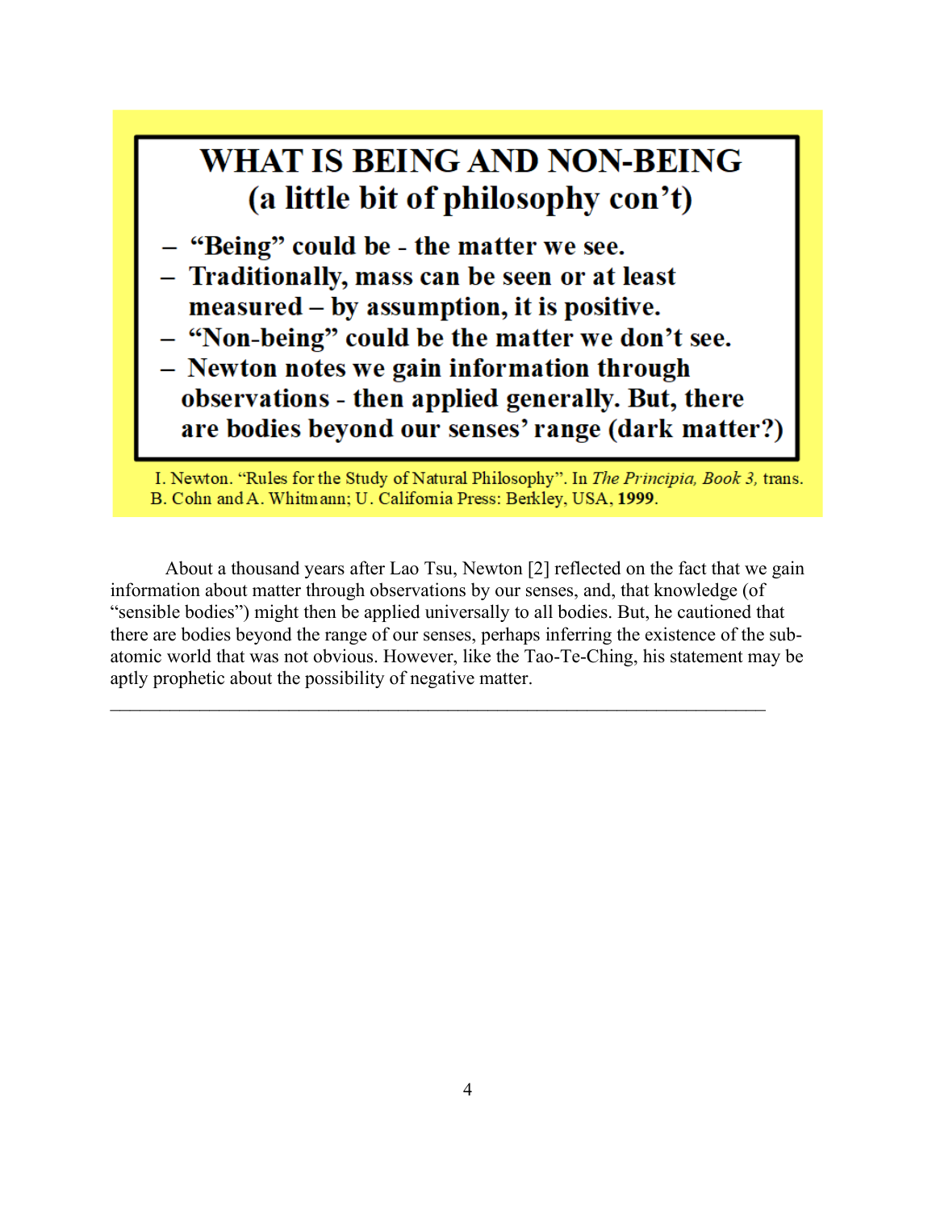## WHAT IS BEING AND NON-BEING
## (a little bit of philosophy con't)

- **"Being" could be - the matter we see.**
- **Traditionally, mass can be seen or at least measured – by assumption, it is positive.**
- **"Non-being" could be the matter we don't see.**
- **Newton notes we gain information through observations - then applied generally. But, there are bodies beyond our senses' range (dark matter?)**

I. Newton. "Rules for the Study of Natural Philosophy". In *The Principia, Book 3,* trans. B. Cohn and A. Whitmann; U. California Press: Berkley, USA, **1999**.

About a thousand years after Lao Tsu, Newton [2] reflected on the fact that we gain information about matter through observations by our senses, and, that knowledge (of "sensible bodies") might then be applied universally to all bodies. But, he cautioned that there are bodies beyond the range of our senses, perhaps inferring the existence of the sub-atomic world that was not obvious. However, like the Tao-Te-Ching, his statement may be aptly prophetic about the possibility of negative matter.

---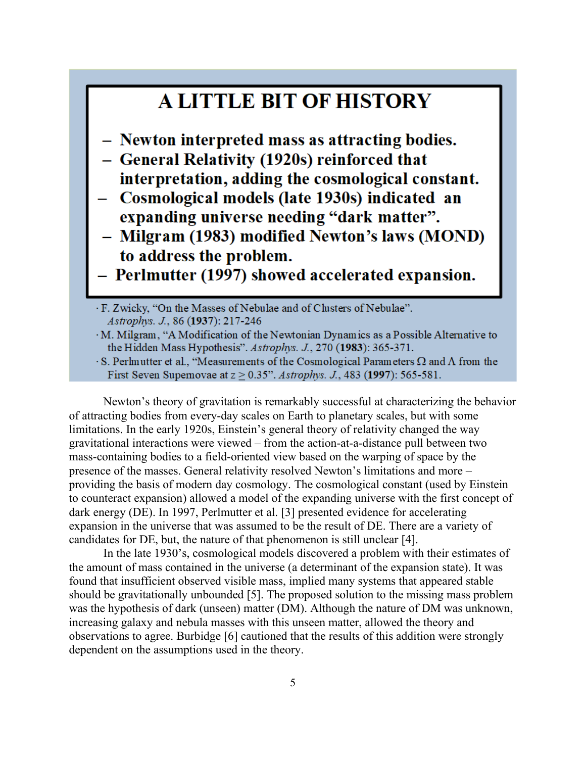## A LITTLE BIT OF HISTORY

- **Newton interpreted mass as attracting bodies.**
- **General Relativity (1920s) reinforced that interpretation, adding the cosmological constant.**
- **Cosmological models (late 1930s) indicated an expanding universe needing "dark matter".**
- **Milgram (1983) modified Newton's laws (MOND) to address the problem.**
- **Perlmutter (1997) showed accelerated expansion.**

· F. Zwicky, "On the Masses of Nebulae and of Clusters of Nebulae". *Astrophys. J.*, 86 (**1937**): 217-246

· M. Milgram, "A Modification of the Newtonian Dynamics as a Possible Alternative to the Hidden Mass Hypothesis". *Astrophys. J.*, 270 (**1983**): 365-371.

· S. Perlmutter et al., "Measurements of the Cosmological Parameters Ω and Λ from the First Seven Supernovae at $z \geq 0.35$". *Astrophys. J.*, 483 (**1997**): 565-581.

Newton's theory of gravitation is remarkably successful at characterizing the behavior of attracting bodies from every-day scales on Earth to planetary scales, but with some limitations. In the early 1920s, Einstein's general theory of relativity changed the way gravitational interactions were viewed – from the action-at-a-distance pull between two mass-containing bodies to a field-oriented view based on the warping of space by the presence of the masses. General relativity resolved Newton's limitations and more – providing the basis of modern day cosmology. The cosmological constant (used by Einstein to counteract expansion) allowed a model of the expanding universe with the first concept of dark energy (DE). In 1997, Perlmutter et al. [3] presented evidence for accelerating expansion in the universe that was assumed to be the result of DE. There are a variety of candidates for DE, but, the nature of that phenomenon is still unclear [4].

In the late 1930's, cosmological models discovered a problem with their estimates of the amount of mass contained in the universe (a determinant of the expansion state). It was found that insufficient observed visible mass, implied many systems that appeared stable should be gravitationally unbounded [5]. The proposed solution to the missing mass problem was the hypothesis of dark (unseen) matter (DM). Although the nature of DM was unknown, increasing galaxy and nebula masses with this unseen matter, allowed the theory and observations to agree. Burbidge [6] cautioned that the results of this addition were strongly dependent on the assumptions used in the theory.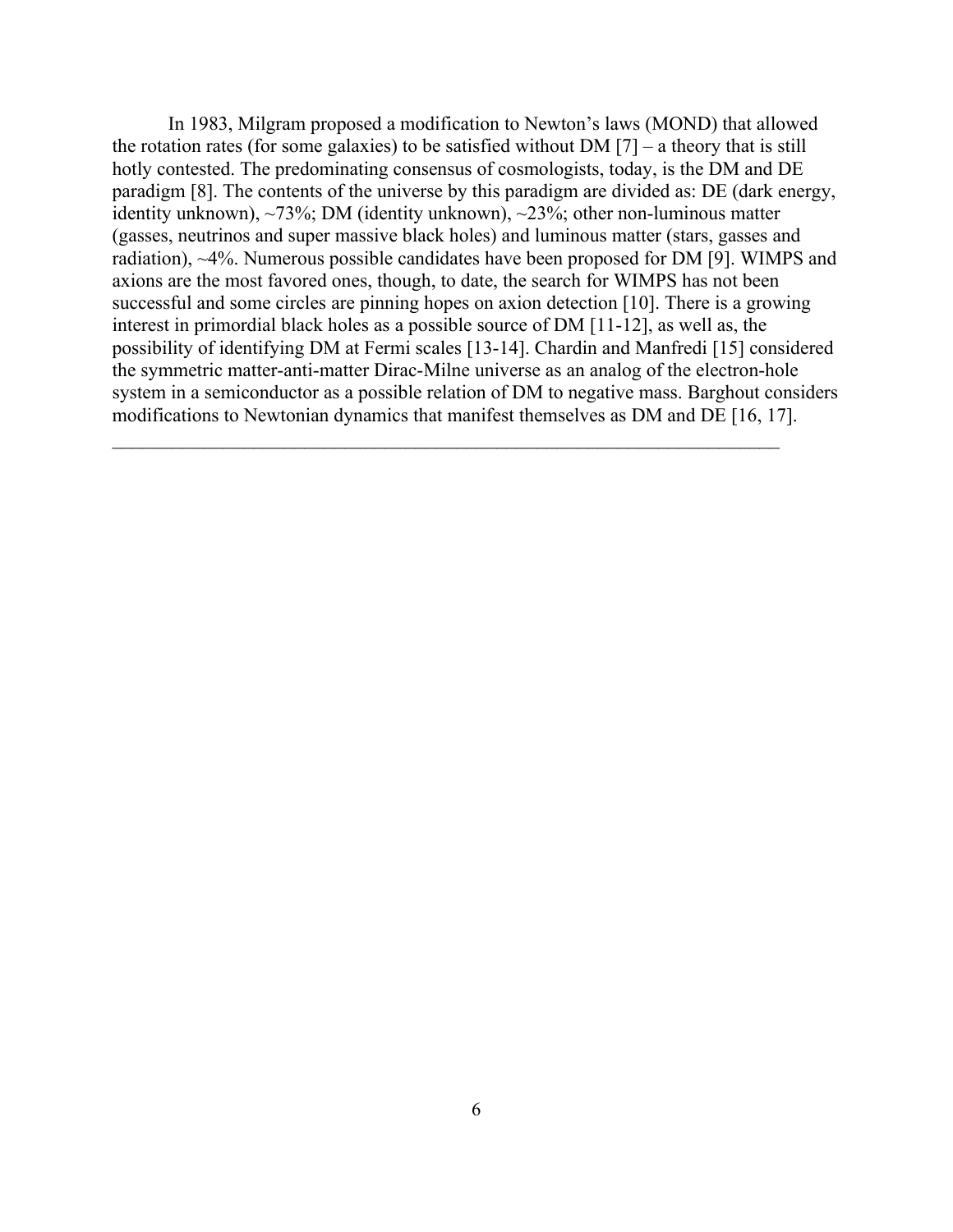In 1983, Milgram proposed a modification to Newton's laws (MOND) that allowed the rotation rates (for some galaxies) to be satisfied without DM [7] – a theory that is still hotly contested. The predominating consensus of cosmologists, today, is the DM and DE paradigm [8]. The contents of the universe by this paradigm are divided as: DE (dark energy, identity unknown), ~73%; DM (identity unknown), ~23%; other non-luminous matter (gasses, neutrinos and super massive black holes) and luminous matter (stars, gasses and radiation), ~4%. Numerous possible candidates have been proposed for DM [9]. WIMPS and axions are the most favored ones, though, to date, the search for WIMPS has not been successful and some circles are pinning hopes on axion detection [10]. There is a growing interest in primordial black holes as a possible source of DM [11-12], as well as, the possibility of identifying DM at Fermi scales [13-14]. Chardin and Manfredi [15] considered the symmetric matter-anti-matter Dirac-Milne universe as an analog of the electron-hole system in a semiconductor as a possible relation of DM to negative mass. Barghout considers modifications to Newtonian dynamics that manifest themselves as DM and DE [16, 17].

---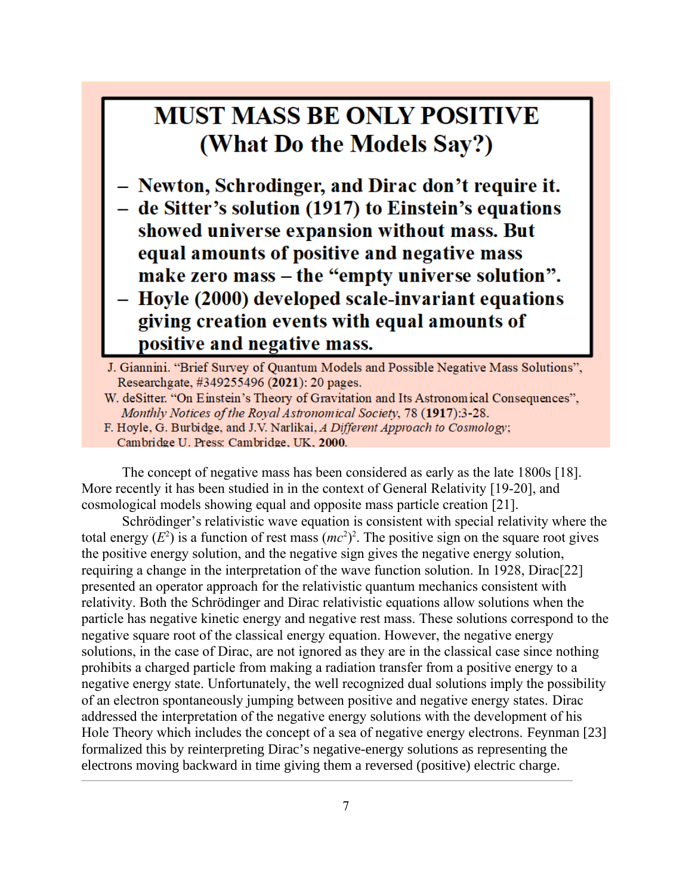## MUST MASS BE ONLY POSITIVE (What Do the Models Say?)

- **Newton, Schrodinger, and Dirac don't require it.**
- **de Sitter's solution (1917) to Einstein's equations showed universe expansion without mass. But equal amounts of positive and negative mass make zero mass – the "empty universe solution".**
- **Hoyle (2000) developed scale-invariant equations giving creation events with equal amounts of positive and negative mass.**

J. Giannini. "Brief Survey of Quantum Models and Possible Negative Mass Solutions", Researchgate, #349255496 (**2021**): 20 pages.
W. deSitter. "On Einstein's Theory of Gravitation and Its Astronomical Consequences", *Monthly Notices of the Royal Astronomical Society*, 78 (**1917**):3-28.
F. Hoyle, G. Burbidge, and J.V. Narlikai, *A Different Approach to Cosmology*; Cambridge U. Press: Cambridge, UK, **2000**.

The concept of negative mass has been considered as early as the late 1800s [18]. More recently it has been studied in in the context of General Relativity [19-20], and cosmological models showing equal and opposite mass particle creation [21].

Schrödinger's relativistic wave equation is consistent with special relativity where the total energy ($E^2$) is a function of rest mass $(mc^2)^2$. The positive sign on the square root gives the positive energy solution, and the negative sign gives the negative energy solution, requiring a change in the interpretation of the wave function solution. In 1928, Dirac[22] presented an operator approach for the relativistic quantum mechanics consistent with relativity. Both the Schrödinger and Dirac relativistic equations allow solutions when the particle has negative kinetic energy and negative rest mass. These solutions correspond to the negative square root of the classical energy equation. However, the negative energy solutions, in the case of Dirac, are not ignored as they are in the classical case since nothing prohibits a charged particle from making a radiation transfer from a positive energy to a negative energy state. Unfortunately, the well recognized dual solutions imply the possibility of an electron spontaneously jumping between positive and negative energy states. Dirac addressed the interpretation of the negative energy solutions with the development of his Hole Theory which includes the concept of a sea of negative energy electrons. Feynman [23] formalized this by reinterpreting Dirac's negative-energy solutions as representing the electrons moving backward in time giving them a reversed (positive) electric charge.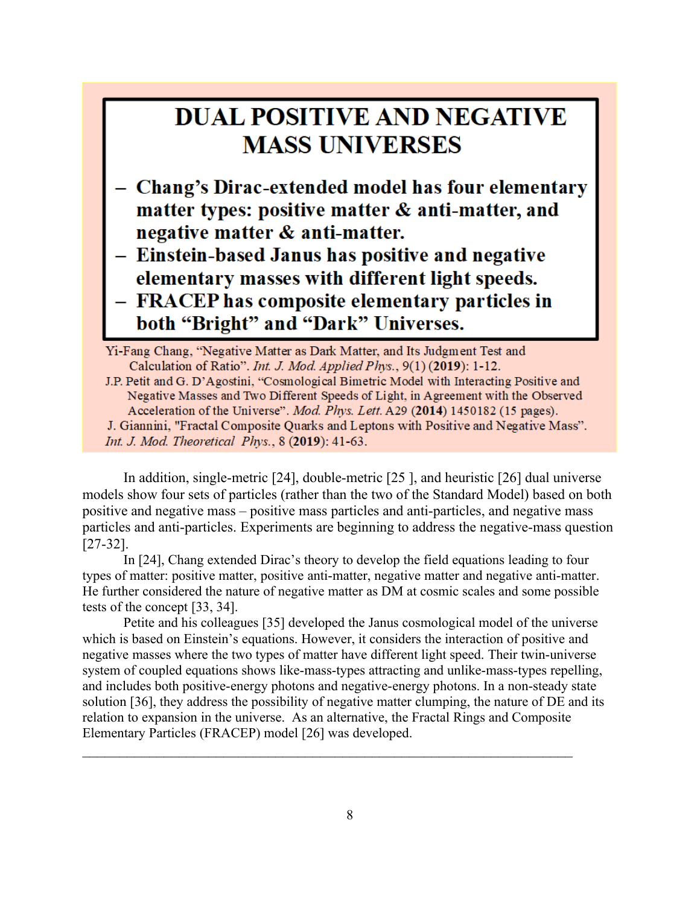## DUAL POSITIVE AND NEGATIVE MASS UNIVERSES

- **Chang's Dirac-extended model has four elementary matter types: positive matter & anti-matter, and negative matter & anti-matter.**
- **Einstein-based Janus has positive and negative elementary masses with different light speeds.**
- **FRACEP has composite elementary particles in both "Bright" and "Dark" Universes.**

Yi-Fang Chang, "Negative Matter as Dark Matter, and Its Judgment Test and Calculation of Ratio". *Int. J. Mod. Applied Phys.*, 9(1) (**2019**): 1-12.

J.P. Petit and G. D'Agostini, "Cosmological Bimetric Model with Interacting Positive and Negative Masses and Two Different Speeds of Light, in Agreement with the Observed Acceleration of the Universe". *Mod. Phys. Lett.* A29 (**2014**) 1450182 (15 pages).

J. Giannini, "Fractal Composite Quarks and Leptons with Positive and Negative Mass". *Int. J. Mod. Theoretical Phys.*, 8 (**2019**): 41-63.

In addition, single-metric [24], double-metric [25 ], and heuristic [26] dual universe models show four sets of particles (rather than the two of the Standard Model) based on both positive and negative mass – positive mass particles and anti-particles, and negative mass particles and anti-particles. Experiments are beginning to address the negative-mass question [27-32].

In [24], Chang extended Dirac's theory to develop the field equations leading to four types of matter: positive matter, positive anti-matter, negative matter and negative anti-matter. He further considered the nature of negative matter as DM at cosmic scales and some possible tests of the concept [33, 34].

Petite and his colleagues [35] developed the Janus cosmological model of the universe which is based on Einstein's equations. However, it considers the interaction of positive and negative masses where the two types of matter have different light speed. Their twin-universe system of coupled equations shows like-mass-types attracting and unlike-mass-types repelling, and includes both positive-energy photons and negative-energy photons. In a non-steady state solution [36], they address the possibility of negative matter clumping, the nature of DE and its relation to expansion in the universe. As an alternative, the Fractal Rings and Composite Elementary Particles (FRACEP) model [26] was developed.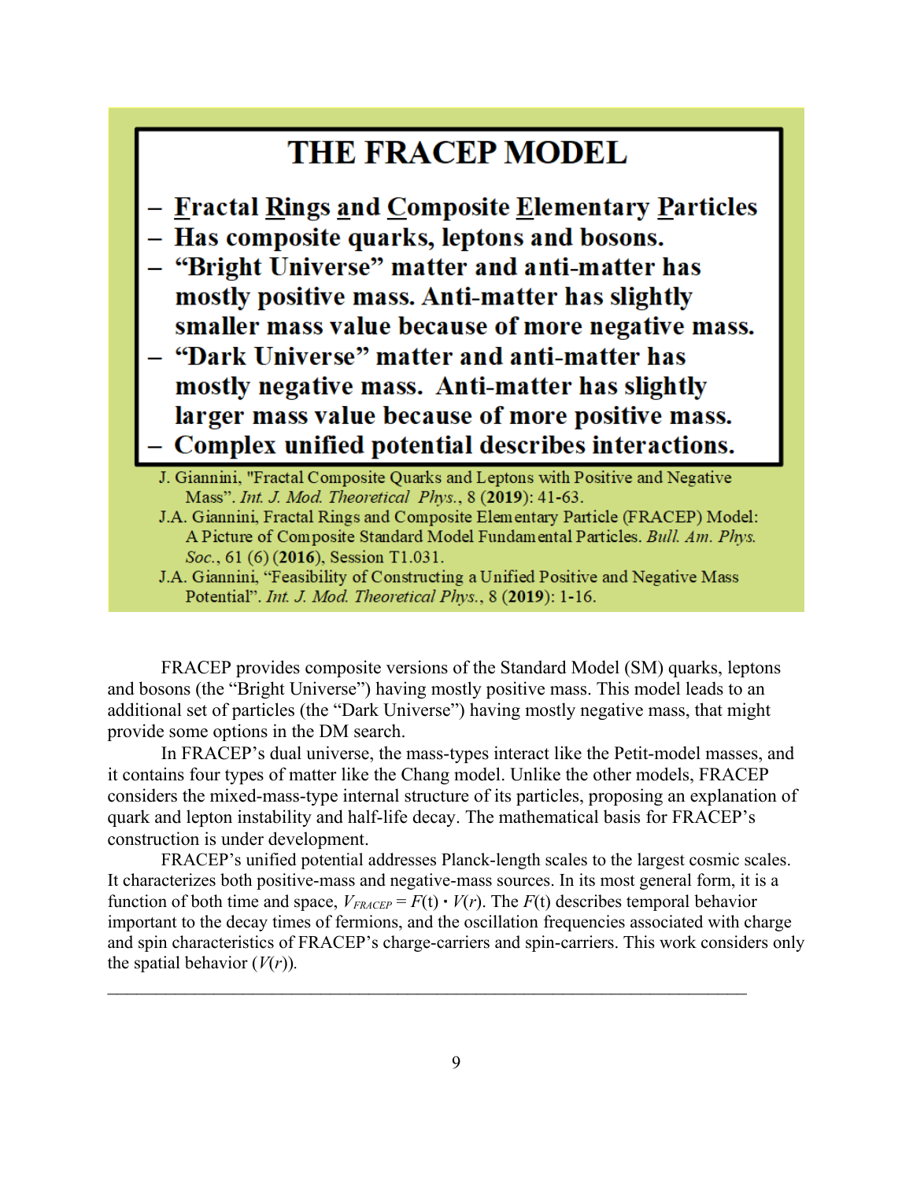## THE FRACEP MODEL

- **Fractal Rings and Composite Elementary Particles**
- **Has composite quarks, leptons and bosons.**
- **"Bright Universe" matter and anti-matter has mostly positive mass. Anti-matter has slightly smaller mass value because of more negative mass.**
- **"Dark Universe" matter and anti-matter has mostly negative mass. Anti-matter has slightly larger mass value because of more positive mass.**
- **Complex unified potential describes interactions.**

J. Giannini, "Fractal Composite Quarks and Leptons with Positive and Negative Mass". *Int. J. Mod. Theoretical Phys.*, 8 (**2019**): 41-63.

J.A. Giannini, Fractal Rings and Composite Elementary Particle (FRACEP) Model: A Picture of Composite Standard Model Fundamental Particles. *Bull. Am. Phys. Soc.*, 61 (6) (**2016**), Session T1.031.

J.A. Giannini, "Feasibility of Constructing a Unified Positive and Negative Mass Potential". *Int. J. Mod. Theoretical Phys.*, 8 (**2019**): 1-16.

FRACEP provides composite versions of the Standard Model (SM) quarks, leptons and bosons (the "Bright Universe") having mostly positive mass. This model leads to an additional set of particles (the "Dark Universe") having mostly negative mass, that might provide some options in the DM search.

In FRACEP's dual universe, the mass-types interact like the Petit-model masses, and it contains four types of matter like the Chang model. Unlike the other models, FRACEP considers the mixed-mass-type internal structure of its particles, proposing an explanation of quark and lepton instability and half-life decay. The mathematical basis for FRACEP's construction is under development.

FRACEP's unified potential addresses Planck-length scales to the largest cosmic scales. It characterizes both positive-mass and negative-mass sources. In its most general form, it is a function of both time and space, $V_{FRACEP} = F(t) \cdot V(r)$. The $F(t)$ describes temporal behavior important to the decay times of fermions, and the oscillation frequencies associated with charge and spin characteristics of FRACEP's charge-carriers and spin-carriers. This work considers only the spatial behavior ($V(r)$).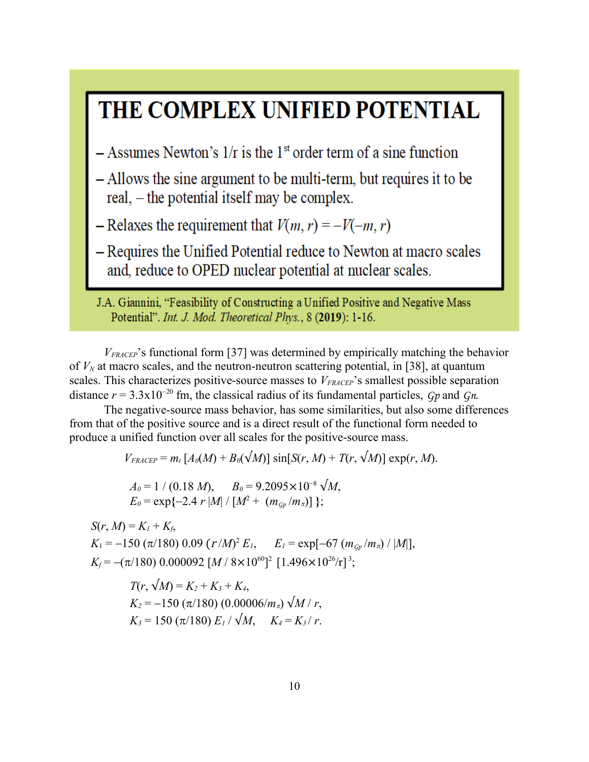## THE COMPLEX UNIFIED POTENTIAL

- – Assumes Newton's 1/r is the 1st order term of a sine function
- – Allows the sine argument to be multi-term, but requires it to be real, – the potential itself may be complex.
- – Relaxes the requirement that $V(m, r) = -V(-m, r)$
- – Requires the Unified Potential reduce to Newton at macro scales and, reduce to OPED nuclear potential at nuclear scales.

J.A. Giannini, "Feasibility of Constructing a Unified Positive and Negative Mass Potential". *Int. J. Mod. Theoretical Phys.*, 8 (**2019**): 1-16.

$V_{FRACEP}$'s functional form [37] was determined by empirically matching the behavior of $V_N$ at macro scales, and the neutron-neutron scattering potential, in [38], at quantum scales. This characterizes positive-source masses to $V_{FRACEP}$'s smallest possible separation distance $r = 3.3\text{x}10^{-20}$ fm, the classical radius of its fundamental particles, $\mathcal{G}p$ and $\mathcal{G}n$.

The negative-source mass behavior, has some similarities, but also some differences from that of the positive source and is a direct result of the functional form needed to produce a unified function over all scales for the positive-source mass.

$$V_{FRACEP} = m_t\,[A_0(M) + B_0(\surd M)]\,\sin[S(r, M) + T(r, \surd M)]\,\exp(r, M).$$

$$A_0 = 1\,/\,(0.18\,M), \qquad B_0 = 9.2095\times10^{-8}\,\surd M,$$

$$E_0 = \exp\{-2.4\,r\,|M|\,/\,[M^2 + \,(m_{\mathcal{G}p}\,/m_\pi)]\,\};$$

$$S(r, M) = K_1 + K_f,$$

$$K_1 = -150\,(\pi/180)\,0.09\,(r\,/M)^2\,E_1, \qquad E_1 = \exp[-67\,(m_{\mathcal{G}p}\,/m_\pi)\,/\,|M|],$$

$$K_f = -(\pi/180)\,0.000092\,[M\,/\,8\times10^{60}]^2\,\,[1.496\times10^{26}/r]^3;$$

$$T(r, \surd M) = K_2 + K_3 + K_4,$$

$$K_2 = -150\,(\pi/180)\,(0.00006/m_\pi)\,\surd M\,/\,r,$$

$$K_3 = 150\,(\pi/180)\,E_1\,/\,\surd M, \qquad K_4 = K_3\,/\,r.$$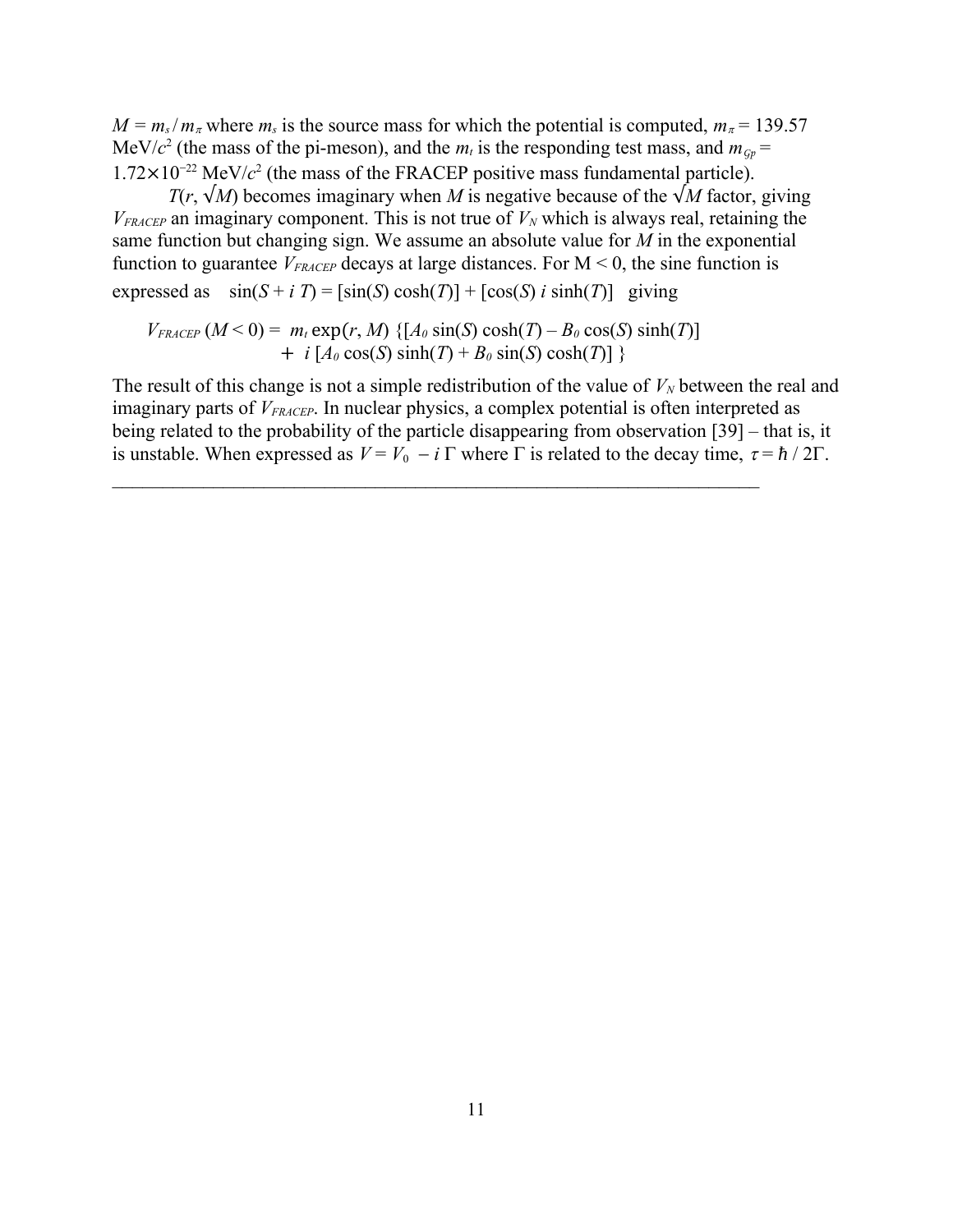$M = m_s / m_\pi$ where $m_s$ is the source mass for which the potential is computed, $m_\pi = 139.57$ MeV/$c^2$ (the mass of the pi-meson), and the $m_t$ is the responding test mass, and $m_{\mathcal{G}p} = 1.72\times10^{-22}$ MeV/$c^2$ (the mass of the FRACEP positive mass fundamental particle).

$T(r, \sqrt{M})$ becomes imaginary when $M$ is negative because of the $\sqrt{M}$ factor, giving $V_{FRACEP}$ an imaginary component. This is not true of $V_N$ which is always real, retaining the same function but changing sign. We assume an absolute value for $M$ in the exponential function to guarantee $V_{FRACEP}$ decays at large distances. For $M < 0$, the sine function is expressed as $\sin(S + i\,T) = [\sin(S)\cosh(T)] + [\cos(S)\, i \sinh(T)]$ giving

$$V_{FRACEP}(M < 0) = m_t \exp(r, M) \{[A_0 \sin(S)\cosh(T) - B_0 \cos(S)\sinh(T)] + i\,[A_0 \cos(S)\sinh(T) + B_0 \sin(S)\cosh(T)]\}$$

The result of this change is not a simple redistribution of the value of $V_N$ between the real and imaginary parts of $V_{FRACEP}$. In nuclear physics, a complex potential is often interpreted as being related to the probability of the particle disappearing from observation [39] – that is, it is unstable. When expressed as $V = V_0 - i\,\Gamma$ where $\Gamma$ is related to the decay time, $\tau = \hbar / 2\Gamma$.

---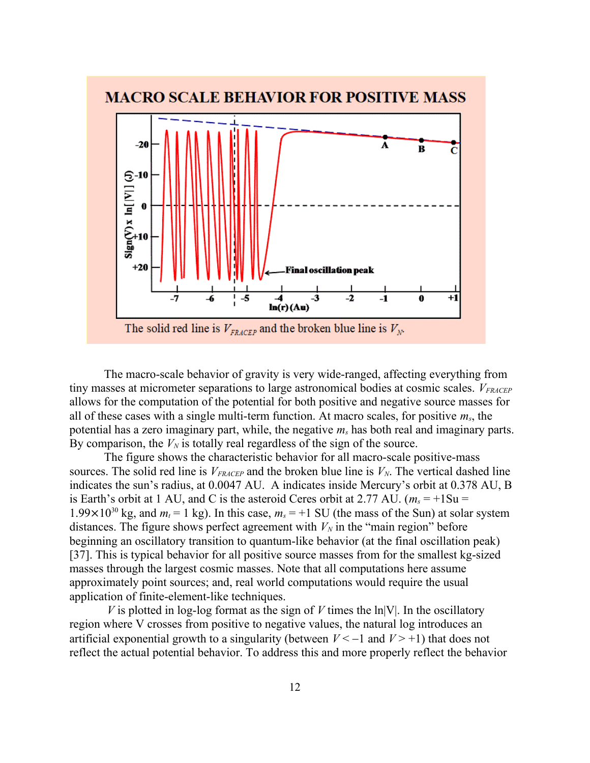**MACRO SCALE BEHAVIOR FOR POSITIVE MASS**

The solid red line is $V_{FRACEP}$ and the broken blue line is $V_N$.

The macro-scale behavior of gravity is very wide-ranged, affecting everything from tiny masses at micrometer separations to large astronomical bodies at cosmic scales. $V_{FRACEP}$ allows for the computation of the potential for both positive and negative source masses for all of these cases with a single multi-term function. At macro scales, for positive $m_s$, the potential has a zero imaginary part, while, the negative $m_s$ has both real and imaginary parts. By comparison, the $V_N$ is totally real regardless of the sign of the source.

The figure shows the characteristic behavior for all macro-scale positive-mass sources. The solid red line is $V_{FRACEP}$ and the broken blue line is $V_N$. The vertical dashed line indicates the sun's radius, at 0.0047 AU. A indicates inside Mercury's orbit at 0.378 AU, B is Earth's orbit at 1 AU, and C is the asteroid Ceres orbit at 2.77 AU. ($m_s$ = +1Su = $1.99\times10^{30}$ kg, and $m_t$ = 1 kg). In this case, $m_s$ = +1 SU (the mass of the Sun) at solar system distances. The figure shows perfect agreement with $V_N$ in the "main region" before beginning an oscillatory transition to quantum-like behavior (at the final oscillation peak) [37]. This is typical behavior for all positive source masses from for the smallest kg-sized masses through the largest cosmic masses. Note that all computations here assume approximately point sources; and, real world computations would require the usual application of finite-element-like techniques.

$V$ is plotted in log-log format as the sign of $V$ times the ln|V|. In the oscillatory region where V crosses from positive to negative values, the natural log introduces an artificial exponential growth to a singularity (between $V < -1$ and $V > +1$) that does not reflect the actual potential behavior. To address this and more properly reflect the behavior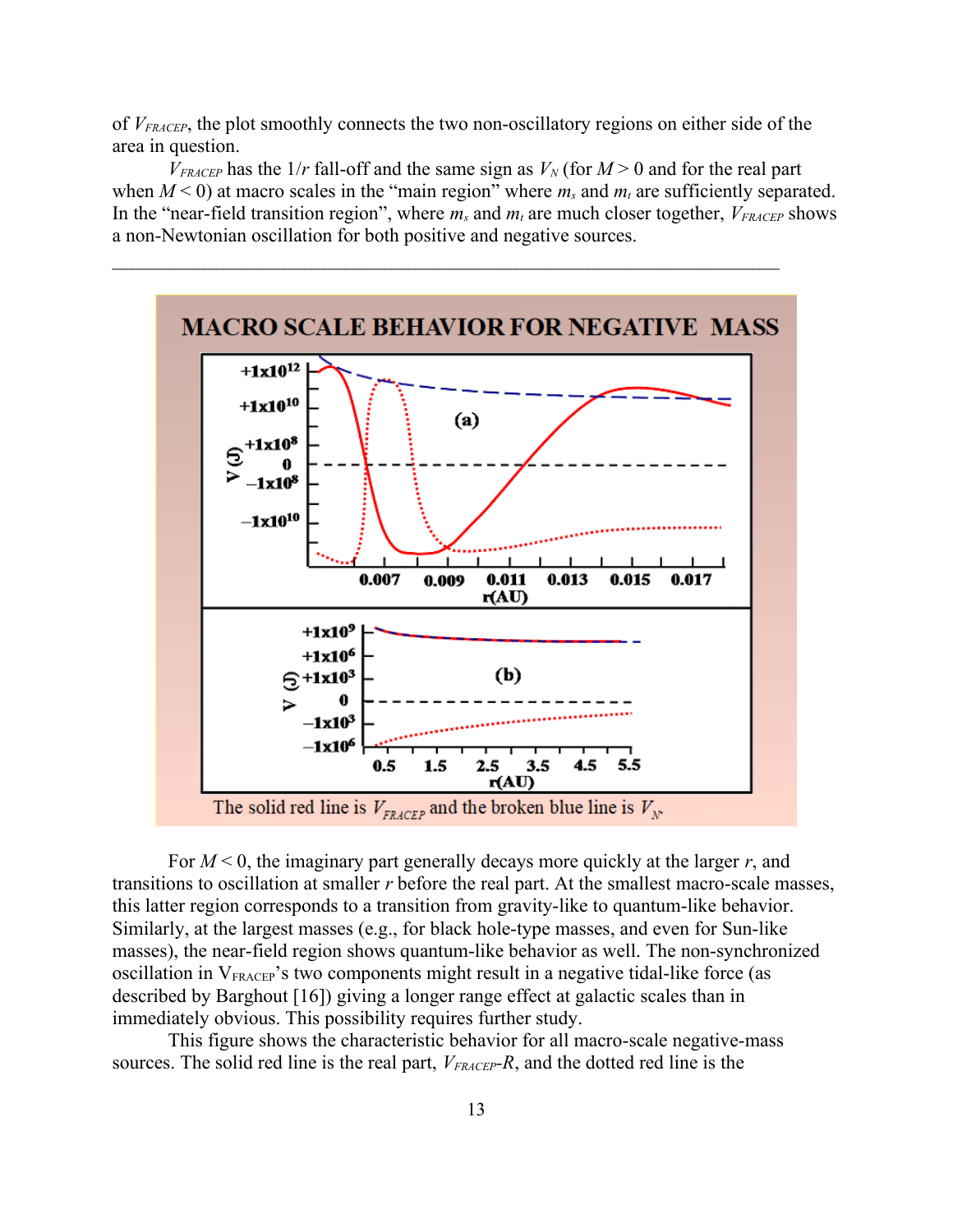of $V_{FRACEP}$, the plot smoothly connects the two non-oscillatory regions on either side of the area in question.

$V_{FRACEP}$ has the $1/r$ fall-off and the same sign as $V_N$ (for $M > 0$ and for the real part when $M < 0$) at macro scales in the "main region" where $m_s$ and $m_t$ are sufficiently separated. In the "near-field transition region", where $m_s$ and $m_t$ are much closer together, $V_{FRACEP}$ shows a non-Newtonian oscillation for both positive and negative sources.

---

**MACRO SCALE BEHAVIOR FOR NEGATIVE MASS**

The solid red line is $V_{FRACEP}$ and the broken blue line is $V_N$.

For $M < 0$, the imaginary part generally decays more quickly at the larger $r$, and transitions to oscillation at smaller $r$ before the real part. At the smallest macro-scale masses, this latter region corresponds to a transition from gravity-like to quantum-like behavior. Similarly, at the largest masses (e.g., for black hole-type masses, and even for Sun-like masses), the near-field region shows quantum-like behavior as well. The non-synchronized oscillation in $V_{FRACEP}$'s two components might result in a negative tidal-like force (as described by Barghout [16]) giving a longer range effect at galactic scales than in immediately obvious. This possibility requires further study.

This figure shows the characteristic behavior for all macro-scale negative-mass sources. The solid red line is the real part, $V_{FRACEP}$-$R$, and the dotted red line is the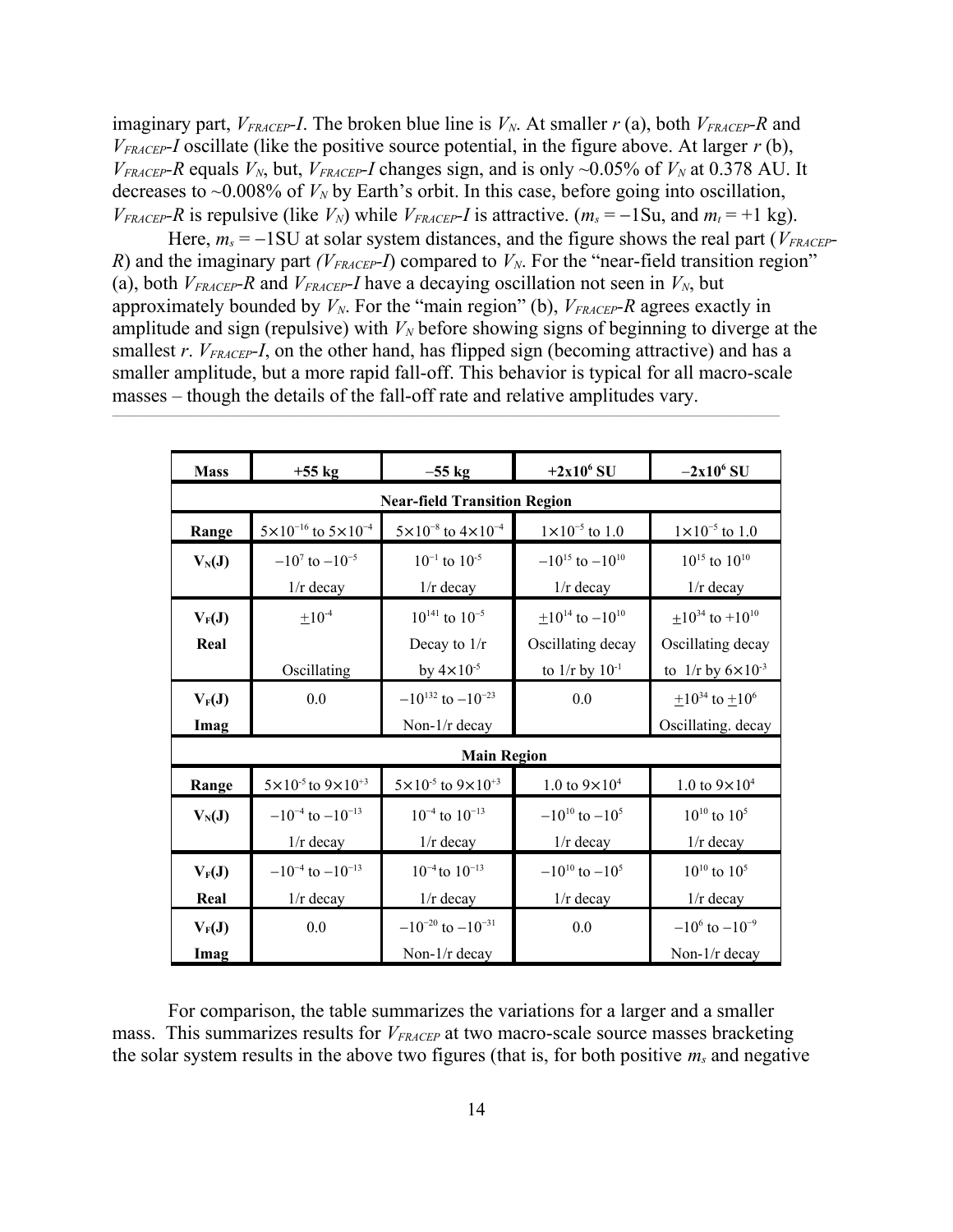imaginary part, $V_{FRACEP}$-$I$. The broken blue line is $V_N$. At smaller $r$ (a), both $V_{FRACEP}$-$R$ and $V_{FRACEP}$-$I$ oscillate (like the positive source potential, in the figure above. At larger $r$ (b), $V_{FRACEP}$-$R$ equals $V_N$, but, $V_{FRACEP}$-$I$ changes sign, and is only ~0.05% of $V_N$ at 0.378 AU. It decreases to ~0.008% of $V_N$ by Earth's orbit. In this case, before going into oscillation, $V_{FRACEP}$-$R$ is repulsive (like $V_N$) while $V_{FRACEP}$-$I$ is attractive. ($m_s = -1$Su, and $m_t = +1$ kg).

Here, $m_s = -1$SU at solar system distances, and the figure shows the real part ($V_{FRACEP}$-$R$) and the imaginary part ($V_{FRACEP}$-$I$) compared to $V_N$. For the "near-field transition region" (a), both $V_{FRACEP}$-$R$ and $V_{FRACEP}$-$I$ have a decaying oscillation not seen in $V_N$, but approximately bounded by $V_N$. For the "main region" (b), $V_{FRACEP}$-$R$ agrees exactly in amplitude and sign (repulsive) with $V_N$ before showing signs of beginning to diverge at the smallest $r$. $V_{FRACEP}$-$I$, on the other hand, has flipped sign (becoming attractive) and has a smaller amplitude, but a more rapid fall-off. This behavior is typical for all macro-scale masses – though the details of the fall-off rate and relative amplitudes vary.

| **Mass** | **+55 kg** | **–55 kg** | **+2x10$^6$ SU** | **–2x10$^6$ SU** |
|---|---|---|---|---|
| **Near-field Transition Region** | | | | |
| **Range** | $5\times10^{-16}$ to $5\times10^{-4}$ | $5\times10^{-8}$ to $4\times10^{-4}$ | $1\times10^{-5}$ to 1.0 | $1\times10^{-5}$ to 1.0 |
| **$V_N$(J)** | $-10^{7}$ to $-10^{-5}$ 1/r decay | $10^{-1}$ to $10^{-5}$ 1/r decay | $-10^{15}$ to $-10^{10}$ 1/r decay | $10^{15}$ to $10^{10}$ 1/r decay |
| **$V_F$(J) Real** | $\pm10^{-4}$ Oscillating | $10^{141}$ to $10^{-5}$ Decay to 1/r by $4\times10^{-5}$ | $\pm10^{14}$ to $-10^{10}$ Oscillating decay to 1/r by $10^{-1}$ | $\pm10^{34}$ to $+10^{10}$ Oscillating decay to 1/r by $6\times10^{-3}$ |
| **$V_F$(J) Imag** | 0.0 | $-10^{132}$ to $-10^{-23}$ Non-1/r decay | 0.0 | $\pm10^{34}$ to $\pm10^{6}$ Oscillating. decay |
| **Main Region** | | | | |
| **Range** | $5\times10^{-5}$ to $9\times10^{+3}$ | $5\times10^{-5}$ to $9\times10^{+3}$ | 1.0 to $9\times10^{4}$ | 1.0 to $9\times10^{4}$ |
| **$V_N$(J)** | $-10^{-4}$ to $-10^{-13}$ 1/r decay | $10^{-4}$ to $10^{-13}$ 1/r decay | $-10^{10}$ to $-10^{5}$ 1/r decay | $10^{10}$ to $10^{5}$ 1/r decay |
| **$V_F$(J) Real** | $-10^{-4}$ to $-10^{-13}$ 1/r decay | $10^{-4}$ to $10^{-13}$ 1/r decay | $-10^{10}$ to $-10^{5}$ 1/r decay | $10^{10}$ to $10^{5}$ 1/r decay |
| **$V_F$(J) Imag** | 0.0 | $-10^{-20}$ to $-10^{-31}$ Non-1/r decay | 0.0 | $-10^{6}$ to $-10^{-9}$ Non-1/r decay |

For comparison, the table summarizes the variations for a larger and a smaller mass. This summarizes results for $V_{FRACEP}$ at two macro-scale source masses bracketing the solar system results in the above two figures (that is, for both positive $m_s$ and negative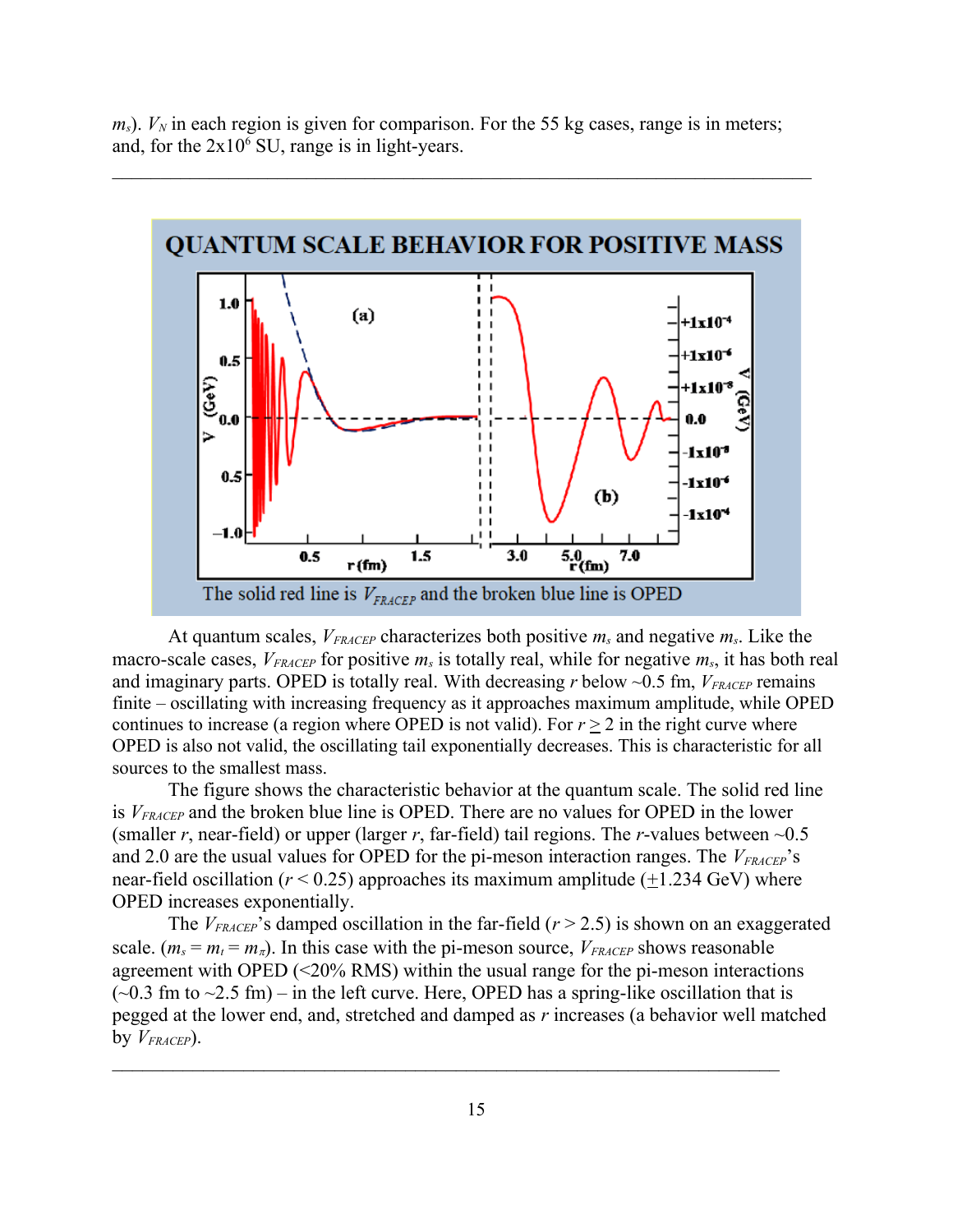$m_s$). $V_N$ in each region is given for comparison. For the 55 kg cases, range is in meters; and, for the 2x10[6] SU, range is in light-years.

---

QUANTUM SCALE BEHAVIOR FOR POSITIVE MASS

The solid red line is $V_{FRACEP}$ and the broken blue line is OPED

At quantum scales, $V_{FRACEP}$ characterizes both positive $m_s$ and negative $m_s$. Like the macro-scale cases, $V_{FRACEP}$ for positive $m_s$ is totally real, while for negative $m_s$, it has both real and imaginary parts. OPED is totally real. With decreasing $r$ below ~0.5 fm, $V_{FRACEP}$ remains finite – oscillating with increasing frequency as it approaches maximum amplitude, while OPED continues to increase (a region where OPED is not valid). For $r \geq 2$ in the right curve where OPED is also not valid, the oscillating tail exponentially decreases. This is characteristic for all sources to the smallest mass.

The figure shows the characteristic behavior at the quantum scale. The solid red line is $V_{FRACEP}$ and the broken blue line is OPED. There are no values for OPED in the lower (smaller $r$, near-field) or upper (larger $r$, far-field) tail regions. The $r$-values between ~0.5 and 2.0 are the usual values for OPED for the pi-meson interaction ranges. The $V_{FRACEP}$'s near-field oscillation ($r < 0.25$) approaches its maximum amplitude ($\pm$1.234 GeV) where OPED increases exponentially.

The $V_{FRACEP}$'s damped oscillation in the far-field ($r > 2.5$) is shown on an exaggerated scale. ($m_s = m_t = m_\pi$). In this case with the pi-meson source, $V_{FRACEP}$ shows reasonable agreement with OPED (<20% RMS) within the usual range for the pi-meson interactions (~0.3 fm to ~2.5 fm) – in the left curve. Here, OPED has a spring-like oscillation that is pegged at the lower end, and, stretched and damped as $r$ increases (a behavior well matched by $V_{FRACEP}$).

---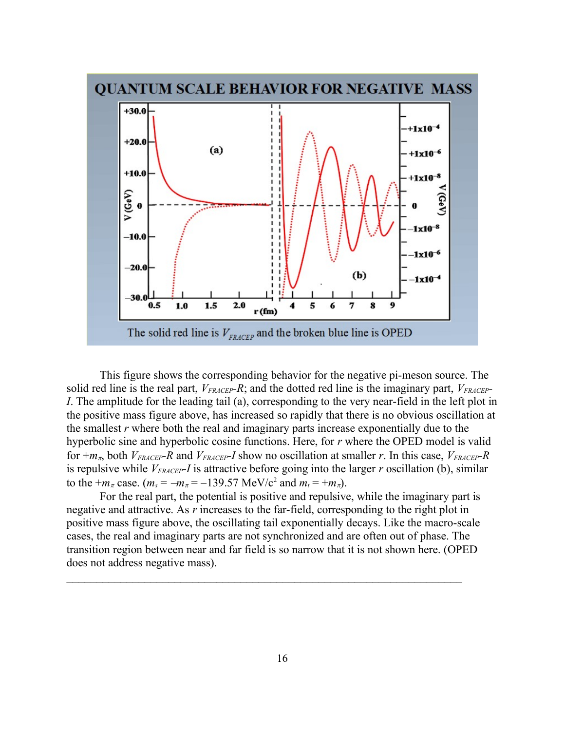This figure shows the corresponding behavior for the negative pi-meson source. The solid red line is the real part, $V_{FRACEP}$-$R$; and the dotted red line is the imaginary part, $V_{FRACEP}$-$I$. The amplitude for the leading tail (a), corresponding to the very near-field in the left plot in the positive mass figure above, has increased so rapidly that there is no obvious oscillation at the smallest $r$ where both the real and imaginary parts increase exponentially due to the hyperbolic sine and hyperbolic cosine functions. Here, for $r$ where the OPED model is valid for $+m_\pi$, both $V_{FRACEP}$-$R$ and $V_{FRACEP}$-$I$ show no oscillation at smaller $r$. In this case, $V_{FRACEP}$-$R$ is repulsive while $V_{FRACEP}$-$I$ is attractive before going into the larger $r$ oscillation (b), similar to the $+m_\pi$ case. ($m_s = -m_\pi = -139.57$ MeV/c$^2$ and $m_t = +m_\pi$).

For the real part, the potential is positive and repulsive, while the imaginary part is negative and attractive. As $r$ increases to the far-field, corresponding to the right plot in positive mass figure above, the oscillating tail exponentially decays. Like the macro-scale cases, the real and imaginary parts are not synchronized and are often out of phase. The transition region between near and far field is so narrow that it is not shown here. (OPED does not address negative mass).

---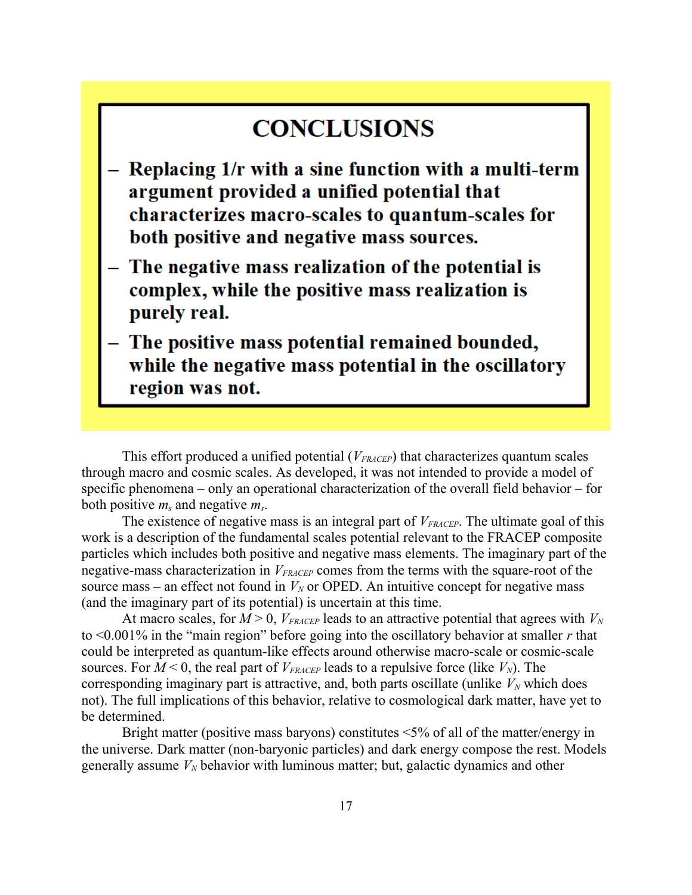# CONCLUSIONS

- **Replacing 1/r with a sine function with a multi-term argument provided a unified potential that characterizes macro-scales to quantum-scales for both positive and negative mass sources.**
- **The negative mass realization of the potential is complex, while the positive mass realization is purely real.**
- **The positive mass potential remained bounded, while the negative mass potential in the oscillatory region was not.**

This effort produced a unified potential ($V_{FRACEP}$) that characterizes quantum scales through macro and cosmic scales. As developed, it was not intended to provide a model of specific phenomena – only an operational characterization of the overall field behavior – for both positive $m_s$ and negative $m_s$.

The existence of negative mass is an integral part of $V_{FRACEP}$. The ultimate goal of this work is a description of the fundamental scales potential relevant to the FRACEP composite particles which includes both positive and negative mass elements. The imaginary part of the negative-mass characterization in $V_{FRACEP}$ comes from the terms with the square-root of the source mass – an effect not found in $V_N$ or OPED. An intuitive concept for negative mass (and the imaginary part of its potential) is uncertain at this time.

At macro scales, for $M > 0$, $V_{FRACEP}$ leads to an attractive potential that agrees with $V_N$ to <0.001% in the "main region" before going into the oscillatory behavior at smaller $r$ that could be interpreted as quantum-like effects around otherwise macro-scale or cosmic-scale sources. For $M < 0$, the real part of $V_{FRACEP}$ leads to a repulsive force (like $V_N$). The corresponding imaginary part is attractive, and, both parts oscillate (unlike $V_N$ which does not). The full implications of this behavior, relative to cosmological dark matter, have yet to be determined.

Bright matter (positive mass baryons) constitutes <5% of all of the matter/energy in the universe. Dark matter (non-baryonic particles) and dark energy compose the rest. Models generally assume $V_N$ behavior with luminous matter; but, galactic dynamics and other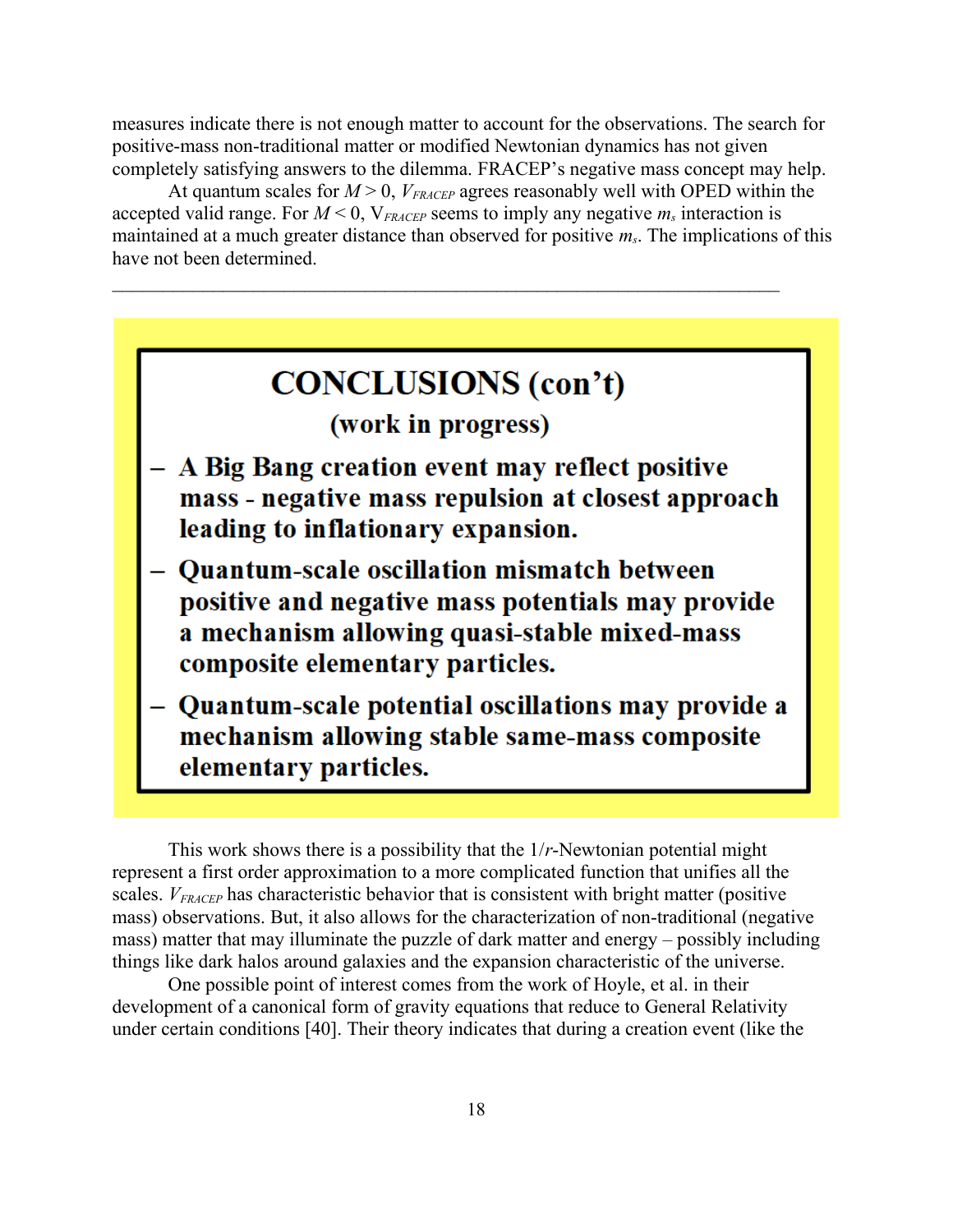measures indicate there is not enough matter to account for the observations. The search for positive-mass non-traditional matter or modified Newtonian dynamics has not given completely satisfying answers to the dilemma. FRACEP's negative mass concept may help.

At quantum scales for $M > 0$, $V_{FRACEP}$ agrees reasonably well with OPED within the accepted valid range. For $M < 0$, $V_{FRACEP}$ seems to imply any negative $m_s$ interaction is maintained at a much greater distance than observed for positive $m_s$. The implications of this have not been determined.

---

**CONCLUSIONS (con't)**

**(work in progress)**

- **A Big Bang creation event may reflect positive mass - negative mass repulsion at closest approach leading to inflationary expansion.**
- **Quantum-scale oscillation mismatch between positive and negative mass potentials may provide a mechanism allowing quasi-stable mixed-mass composite elementary particles.**
- **Quantum-scale potential oscillations may provide a mechanism allowing stable same-mass composite elementary particles.**

This work shows there is a possibility that the $1/r$-Newtonian potential might represent a first order approximation to a more complicated function that unifies all the scales. $V_{FRACEP}$ has characteristic behavior that is consistent with bright matter (positive mass) observations. But, it also allows for the characterization of non-traditional (negative mass) matter that may illuminate the puzzle of dark matter and energy – possibly including things like dark halos around galaxies and the expansion characteristic of the universe.

One possible point of interest comes from the work of Hoyle, et al. in their development of a canonical form of gravity equations that reduce to General Relativity under certain conditions [40]. Their theory indicates that during a creation event (like the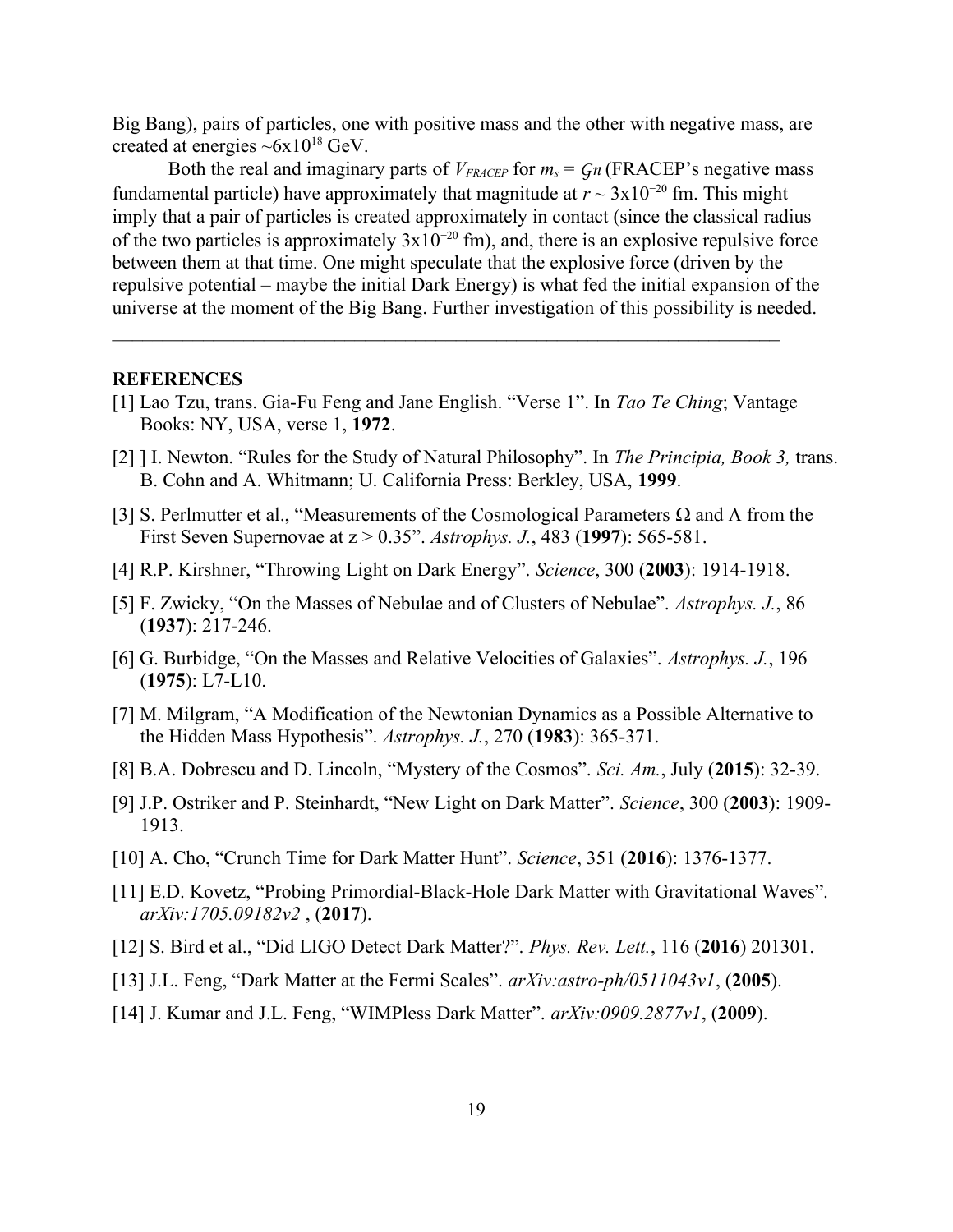Big Bang), pairs of particles, one with positive mass and the other with negative mass, are created at energies ~$6 \times 10^{18}$ GeV.

Both the real and imaginary parts of $V_{FRACEP}$ for $m_s = \mathcal{G}n$ (FRACEP's negative mass fundamental particle) have approximately that magnitude at $r \sim 3 \times 10^{-20}$ fm. This might imply that a pair of particles is created approximately in contact (since the classical radius of the two particles is approximately $3 \times 10^{-20}$ fm), and, there is an explosive repulsive force between them at that time. One might speculate that the explosive force (driven by the repulsive potential – maybe the initial Dark Energy) is what fed the initial expansion of the universe at the moment of the Big Bang. Further investigation of this possibility is needed.

---

**REFERENCES**

[1] Lao Tzu, trans. Gia-Fu Feng and Jane English. "Verse 1". In *Tao Te Ching*; Vantage Books: NY, USA, verse 1, **1972**.

[2] ] I. Newton. "Rules for the Study of Natural Philosophy". In *The Principia, Book 3,* trans. B. Cohn and A. Whitmann; U. California Press: Berkley, USA, **1999**.

[3] S. Perlmutter et al., "Measurements of the Cosmological Parameters Ω and Λ from the First Seven Supernovae at z ≥ 0.35". *Astrophys. J.*, 483 (**1997**): 565-581.

[4] R.P. Kirshner, "Throwing Light on Dark Energy". *Science*, 300 (**2003**): 1914-1918.

[5] F. Zwicky, "On the Masses of Nebulae and of Clusters of Nebulae". *Astrophys. J.*, 86 (**1937**): 217-246.

[6] G. Burbidge, "On the Masses and Relative Velocities of Galaxies". *Astrophys. J.*, 196 (**1975**): L7-L10.

[7] M. Milgram, "A Modification of the Newtonian Dynamics as a Possible Alternative to the Hidden Mass Hypothesis". *Astrophys. J.*, 270 (**1983**): 365-371.

[8] B.A. Dobrescu and D. Lincoln, "Mystery of the Cosmos". *Sci. Am.*, July (**2015**): 32-39.

[9] J.P. Ostriker and P. Steinhardt, "New Light on Dark Matter". *Science*, 300 (**2003**): 1909-1913.

[10] A. Cho, "Crunch Time for Dark Matter Hunt". *Science*, 351 (**2016**): 1376-1377.

[11] E.D. Kovetz, "Probing Primordial-Black-Hole Dark Matter with Gravitational Waves". *arXiv:1705.09182v2* , (**2017**).

[12] S. Bird et al., "Did LIGO Detect Dark Matter?". *Phys. Rev. Lett.*, 116 (**2016**) 201301.

[13] J.L. Feng, "Dark Matter at the Fermi Scales". *arXiv:astro-ph/0511043v1*, (**2005**).

[14] J. Kumar and J.L. Feng, "WIMPless Dark Matter". *arXiv:0909.2877v1*, (**2009**).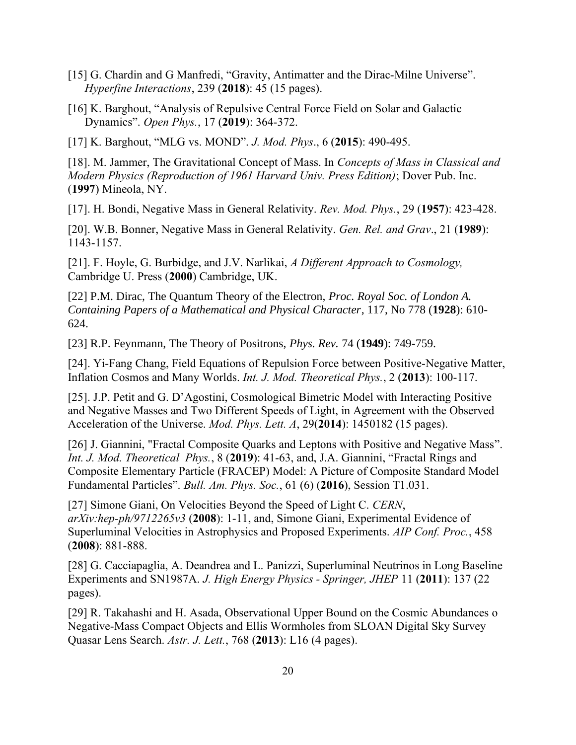[15] G. Chardin and G Manfredi, "Gravity, Antimatter and the Dirac-Milne Universe". *Hyperfine Interactions*, 239 (**2018**): 45 (15 pages).

[16] K. Barghout, "Analysis of Repulsive Central Force Field on Solar and Galactic Dynamics". *Open Phys.*, 17 (**2019**): 364-372.

[17] K. Barghout, "MLG vs. MOND". *J. Mod. Phys*., 6 (**2015**): 490-495.

[18]. M. Jammer, The Gravitational Concept of Mass. In *Concepts of Mass in Classical and Modern Physics (Reproduction of 1961 Harvard Univ. Press Edition)*; Dover Pub. Inc. (**1997**) Mineola, NY.

[17]. H. Bondi, Negative Mass in General Relativity. *Rev. Mod. Phys.*, 29 (**1957**): 423-428.

[20]. W.B. Bonner, Negative Mass in General Relativity. *Gen. Rel. and Grav*., 21 (**1989**): 1143-1157.

[21]. F. Hoyle, G. Burbidge, and J.V. Narlikai, *A Different Approach to Cosmology,* Cambridge U. Press (**2000**) Cambridge, UK.

[22] P.M. Dirac, The Quantum Theory of the Electron, *Proc. Royal Soc. of London A. Containing Papers of a Mathematical and Physical Character*, 117, No 778 (**1928**): 610-624.

[23] R.P. Feynmann, The Theory of Positrons, *Phys. Rev.* 74 (**1949**): 749-759.

[24]. Yi-Fang Chang, Field Equations of Repulsion Force between Positive-Negative Matter, Inflation Cosmos and Many Worlds. *Int. J. Mod. Theoretical Phys.*, 2 (**2013**): 100-117.

[25]. J.P. Petit and G. D'Agostini, Cosmological Bimetric Model with Interacting Positive and Negative Masses and Two Different Speeds of Light, in Agreement with the Observed Acceleration of the Universe. *Mod. Phys. Lett. A*, 29(**2014**): 1450182 (15 pages).

[26] J. Giannini, "Fractal Composite Quarks and Leptons with Positive and Negative Mass". *Int. J. Mod. Theoretical Phys.*, 8 (**2019**): 41-63, and, J.A. Giannini, "Fractal Rings and Composite Elementary Particle (FRACEP) Model: A Picture of Composite Standard Model Fundamental Particles". *Bull. Am. Phys. Soc.*, 61 (6) (**2016**), Session T1.031.

[27] Simone Giani, On Velocities Beyond the Speed of Light C. *CERN*, *arXiv:hep-ph/9712265v3* (**2008**): 1-11, and, Simone Giani, Experimental Evidence of Superluminal Velocities in Astrophysics and Proposed Experiments. *AIP Conf. Proc.*, 458 (**2008**): 881-888.

[28] G. Cacciapaglia, A. Deandrea and L. Panizzi, Superluminal Neutrinos in Long Baseline Experiments and SN1987A. *J. High Energy Physics - Springer, JHEP* 11 (**2011**): 137 (22 pages).

[29] R. Takahashi and H. Asada, Observational Upper Bound on the Cosmic Abundances o Negative-Mass Compact Objects and Ellis Wormholes from SLOAN Digital Sky Survey Quasar Lens Search. *Astr. J. Lett.*, 768 (**2013**): L16 (4 pages).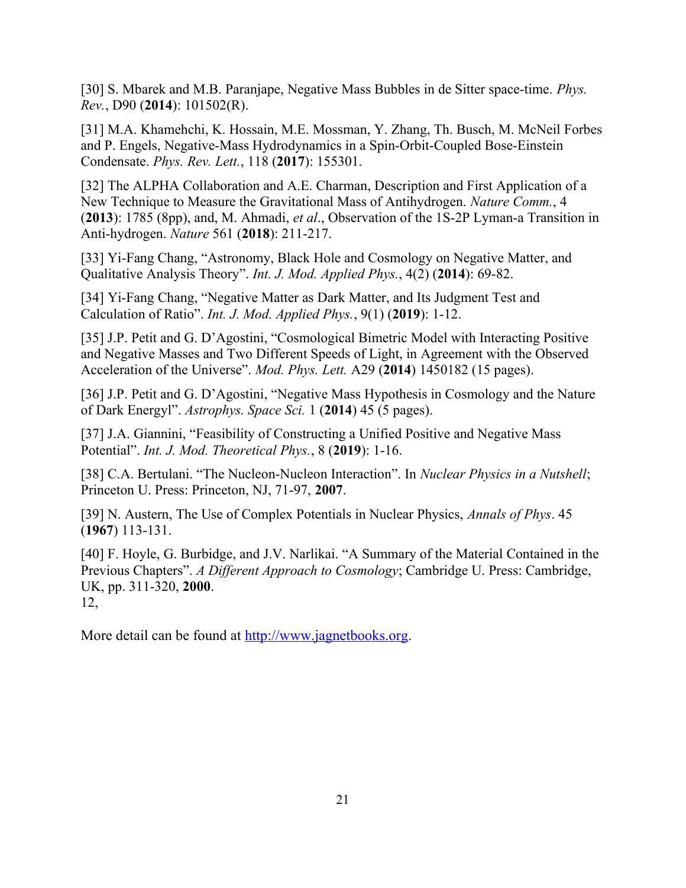[30] S. Mbarek and M.B. Paranjape, Negative Mass Bubbles in de Sitter space-time. *Phys. Rev.*, D90 (**2014**): 101502(R).

[31] M.A. Khamehchi, K. Hossain, M.E. Mossman, Y. Zhang, Th. Busch, M. McNeil Forbes and P. Engels, Negative-Mass Hydrodynamics in a Spin-Orbit-Coupled Bose-Einstein Condensate. *Phys. Rev. Lett.*, 118 (**2017**): 155301.

[32] The ALPHA Collaboration and A.E. Charman, Description and First Application of a New Technique to Measure the Gravitational Mass of Antihydrogen. *Nature Comm.*, 4 (**2013**): 1785 (8pp), and, M. Ahmadi, *et al*., Observation of the 1S-2P Lyman-a Transition in Anti-hydrogen. *Nature* 561 (**2018**): 211-217.

[33] Yi-Fang Chang, "Astronomy, Black Hole and Cosmology on Negative Matter, and Qualitative Analysis Theory". *Int. J. Mod. Applied Phys.*, 4(2) (**2014**): 69-82.

[34] Yi-Fang Chang, "Negative Matter as Dark Matter, and Its Judgment Test and Calculation of Ratio". *Int. J. Mod. Applied Phys.*, 9(1) (**2019**): 1-12.

[35] J.P. Petit and G. D'Agostini, "Cosmological Bimetric Model with Interacting Positive and Negative Masses and Two Different Speeds of Light, in Agreement with the Observed Acceleration of the Universe". *Mod. Phys. Lett.* A29 (**2014**) 1450182 (15 pages).

[36] J.P. Petit and G. D'Agostini, "Negative Mass Hypothesis in Cosmology and the Nature of Dark Energyl". *Astrophys. Space Sci.* 1 (**2014**) 45 (5 pages).

[37] J.A. Giannini, "Feasibility of Constructing a Unified Positive and Negative Mass Potential". *Int. J. Mod. Theoretical Phys.*, 8 (**2019**): 1-16.

[38] C.A. Bertulani. "The Nucleon-Nucleon Interaction". In *Nuclear Physics in a Nutshell*; Princeton U. Press: Princeton, NJ, 71-97, **2007**.

[39] N. Austern, The Use of Complex Potentials in Nuclear Physics, *Annals of Phys*. 45 (**1967**) 113-131.

[40] F. Hoyle, G. Burbidge, and J.V. Narlikai. "A Summary of the Material Contained in the Previous Chapters". *A Different Approach to Cosmology*; Cambridge U. Press: Cambridge, UK, pp. 311-320, **2000**.
12,

More detail can be found at [http://www.jagnetbooks.org](http://www.jagnetbooks.org).